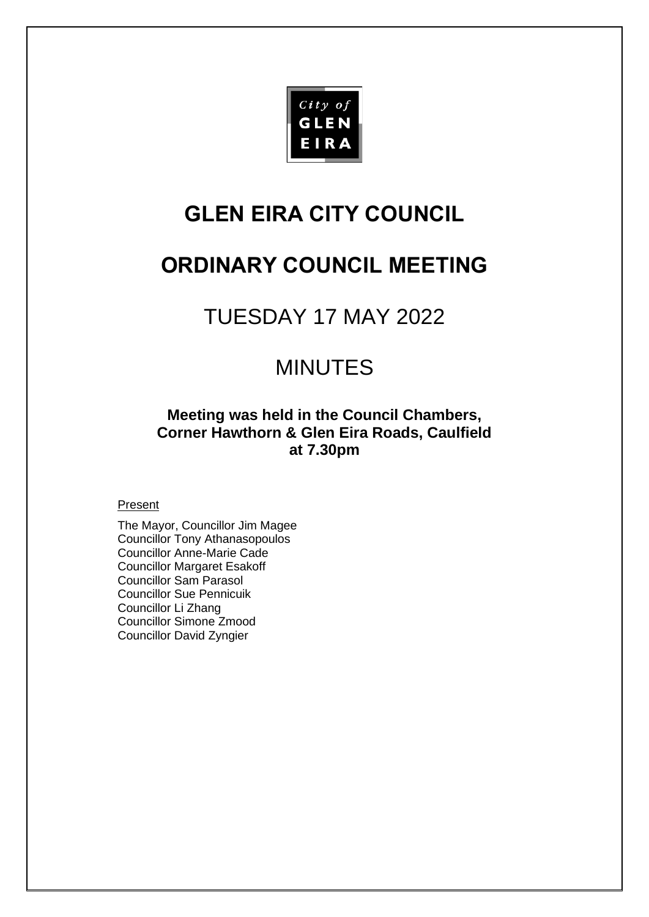City of GLEN EIRA

# GLEN EIRA CITY COUNCIL

# ORDINARY COUNCIL MEETING

## TUESDAY 17 MAY 2022

## MINUTES

**Meeting was held in the Council Chambers,**
**Corner Hawthorn & Glen Eira Roads, Caulfield**
**at 7.30pm**

Present

The Mayor, Councillor Jim Magee
Councillor Tony Athanasopoulos
Councillor Anne-Marie Cade
Councillor Margaret Esakoff
Councillor Sam Parasol
Councillor Sue Pennicuik
Councillor Li Zhang
Councillor Simone Zmood
Councillor David Zyngier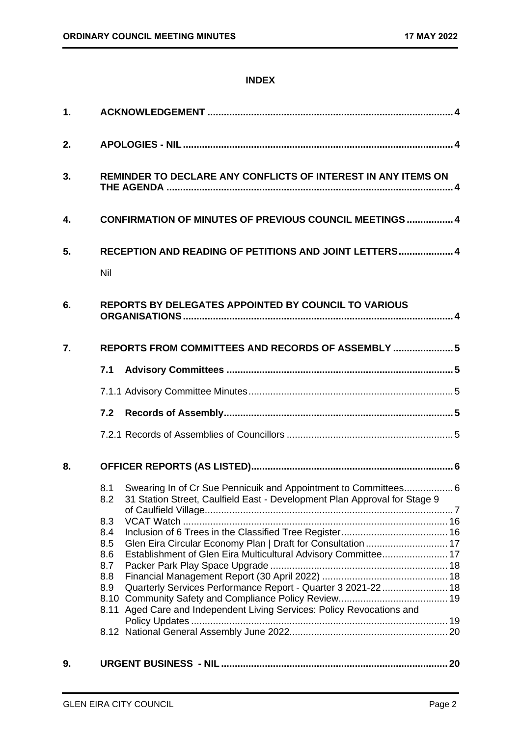# INDEX

**1. ACKNOWLEDGEMENT** ..... 4

**2. APOLOGIES - NIL** ..... 4

**3. REMINDER TO DECLARE ANY CONFLICTS OF INTEREST IN ANY ITEMS ON THE AGENDA** ..... 4

**4. CONFIRMATION OF MINUTES OF PREVIOUS COUNCIL MEETINGS** ..... 4

**5. RECEPTION AND READING OF PETITIONS AND JOINT LETTERS** ..... 4

Nil

**6. REPORTS BY DELEGATES APPOINTED BY COUNCIL TO VARIOUS ORGANISATIONS** ..... 4

**7. REPORTS FROM COMMITTEES AND RECORDS OF ASSEMBLY** ..... 5

**7.1 Advisory Committees** ..... 5

7.1.1 Advisory Committee Minutes ..... 5

**7.2 Records of Assembly** ..... 5

7.2.1 Records of Assemblies of Councillors ..... 5

**8. OFFICER REPORTS (AS LISTED)** ..... 6

- 8.1 Swearing In of Cr Sue Pennicuik and Appointment to Committees ..... 6
- 8.2 31 Station Street, Caulfield East - Development Plan Approval for Stage 9 of Caulfield Village ..... 7
- 8.3 VCAT Watch ..... 16
- 8.4 Inclusion of 6 Trees in the Classified Tree Register ..... 16
- 8.5 Glen Eira Circular Economy Plan | Draft for Consultation ..... 17
- 8.6 Establishment of Glen Eira Multicultural Advisory Committee ..... 17
- 8.7 Packer Park Play Space Upgrade ..... 18
- 8.8 Financial Management Report (30 April 2022) ..... 18
- 8.9 Quarterly Services Performance Report - Quarter 3 2021-22 ..... 18
- 8.10 Community Safety and Compliance Policy Review ..... 19
- 8.11 Aged Care and Independent Living Services: Policy Revocations and Policy Updates ..... 19
- 8.12 National General Assembly June 2022 ..... 20

**9. URGENT BUSINESS - NIL** ..... 20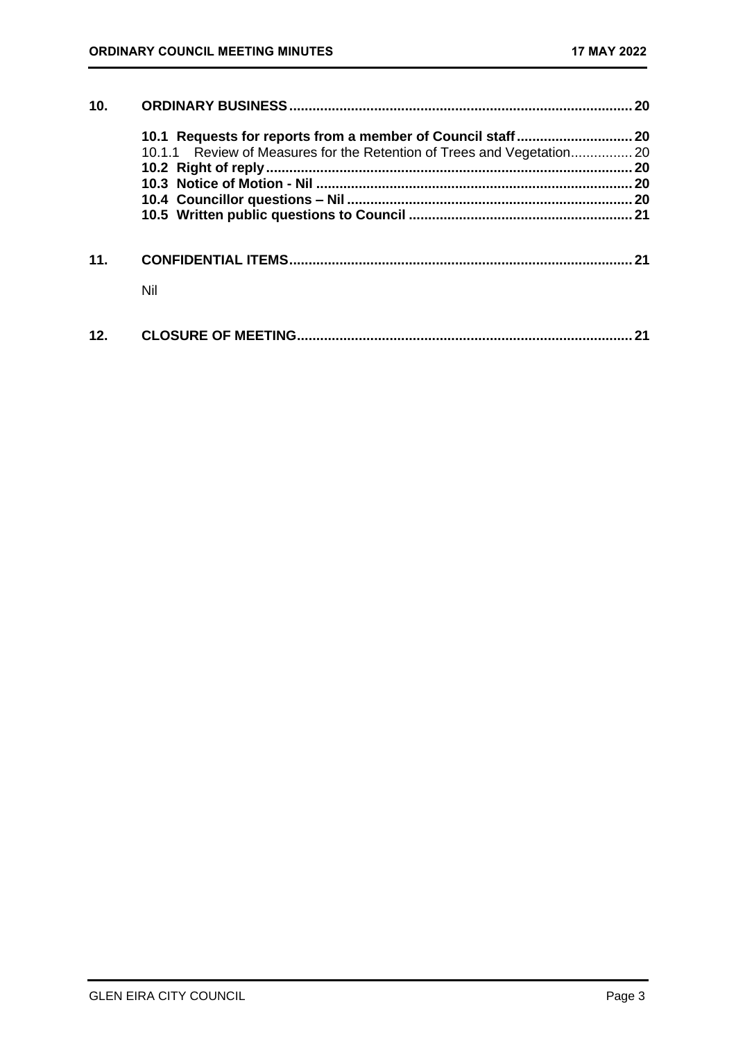**10. ORDINARY BUSINESS ........................................................................................ 20**

**10.1 Requests for reports from a member of Council staff ............................. 20**

10.1.1 Review of Measures for the Retention of Trees and Vegetation................ 20

**10.2 Right of reply .............................................................................................. 20**

**10.3 Notice of Motion - Nil ................................................................................. 20**

**10.4 Councillor questions – Nil .......................................................................... 20**

**10.5 Written public questions to Council ......................................................... 21**

**11. CONFIDENTIAL ITEMS ........................................................................................ 21**

Nil

**12. CLOSURE OF MEETING ...................................................................................... 21**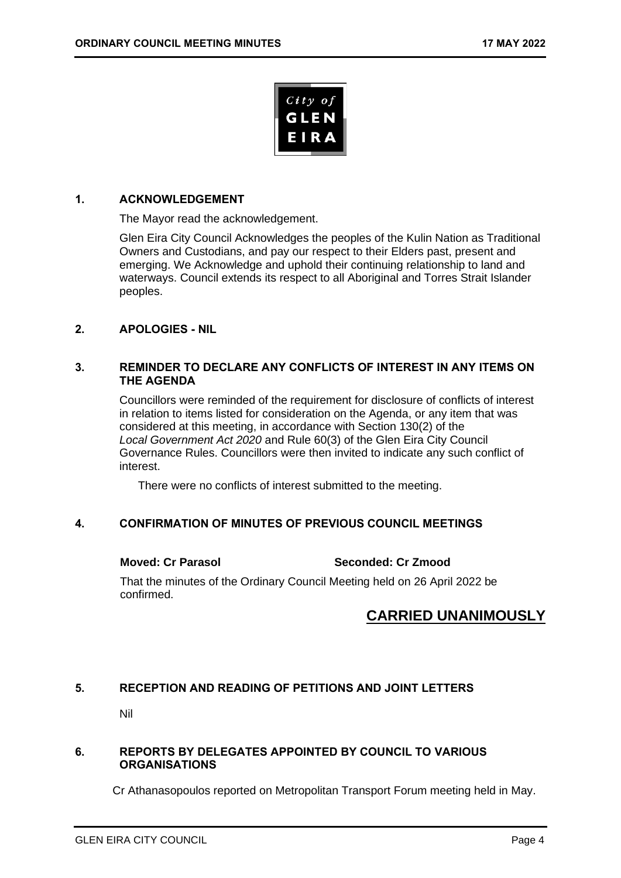City of GLEN EIRA

## 1. ACKNOWLEDGEMENT

The Mayor read the acknowledgement.

Glen Eira City Council Acknowledges the peoples of the Kulin Nation as Traditional Owners and Custodians, and pay our respect to their Elders past, present and emerging. We Acknowledge and uphold their continuing relationship to land and waterways. Council extends its respect to all Aboriginal and Torres Strait Islander peoples.

## 2. APOLOGIES - NIL

## 3. REMINDER TO DECLARE ANY CONFLICTS OF INTEREST IN ANY ITEMS ON THE AGENDA

Councillors were reminded of the requirement for disclosure of conflicts of interest in relation to items listed for consideration on the Agenda, or any item that was considered at this meeting, in accordance with Section 130(2) of the *Local Government Act 2020* and Rule 60(3) of the Glen Eira City Council Governance Rules. Councillors were then invited to indicate any such conflict of interest.

There were no conflicts of interest submitted to the meeting.

## 4. CONFIRMATION OF MINUTES OF PREVIOUS COUNCIL MEETINGS

**Moved: Cr Parasol** **Seconded: Cr Zmood**

That the minutes of the Ordinary Council Meeting held on 26 April 2022 be confirmed.

**CARRIED UNANIMOUSLY**

## 5. RECEPTION AND READING OF PETITIONS AND JOINT LETTERS

Nil

## 6. REPORTS BY DELEGATES APPOINTED BY COUNCIL TO VARIOUS ORGANISATIONS

Cr Athanasopoulos reported on Metropolitan Transport Forum meeting held in May.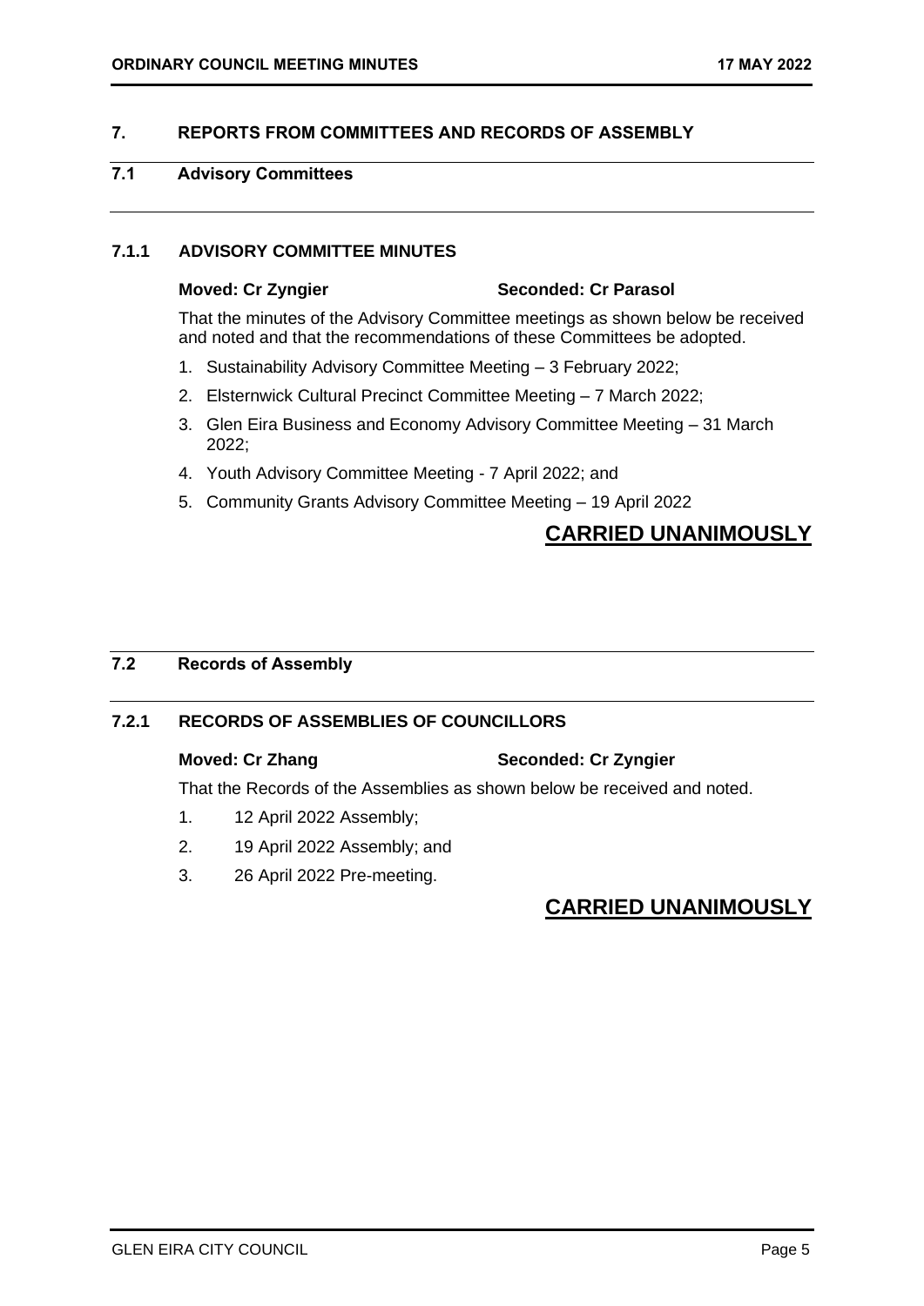## 7. REPORTS FROM COMMITTEES AND RECORDS OF ASSEMBLY

### 7.1 Advisory Committees

#### 7.1.1 ADVISORY COMMITTEE MINUTES

**Moved: Cr Zyngier** **Seconded: Cr Parasol**

That the minutes of the Advisory Committee meetings as shown below be received and noted and that the recommendations of these Committees be adopted.

1. Sustainability Advisory Committee Meeting – 3 February 2022;
2. Elsternwick Cultural Precinct Committee Meeting – 7 March 2022;
3. Glen Eira Business and Economy Advisory Committee Meeting – 31 March 2022;
4. Youth Advisory Committee Meeting - 7 April 2022; and
5. Community Grants Advisory Committee Meeting – 19 April 2022

**CARRIED UNANIMOUSLY**

### 7.2 Records of Assembly

#### 7.2.1 RECORDS OF ASSEMBLIES OF COUNCILLORS

**Moved: Cr Zhang** **Seconded: Cr Zyngier**

That the Records of the Assemblies as shown below be received and noted.

1. 12 April 2022 Assembly;
2. 19 April 2022 Assembly; and
3. 26 April 2022 Pre-meeting.

**CARRIED UNANIMOUSLY**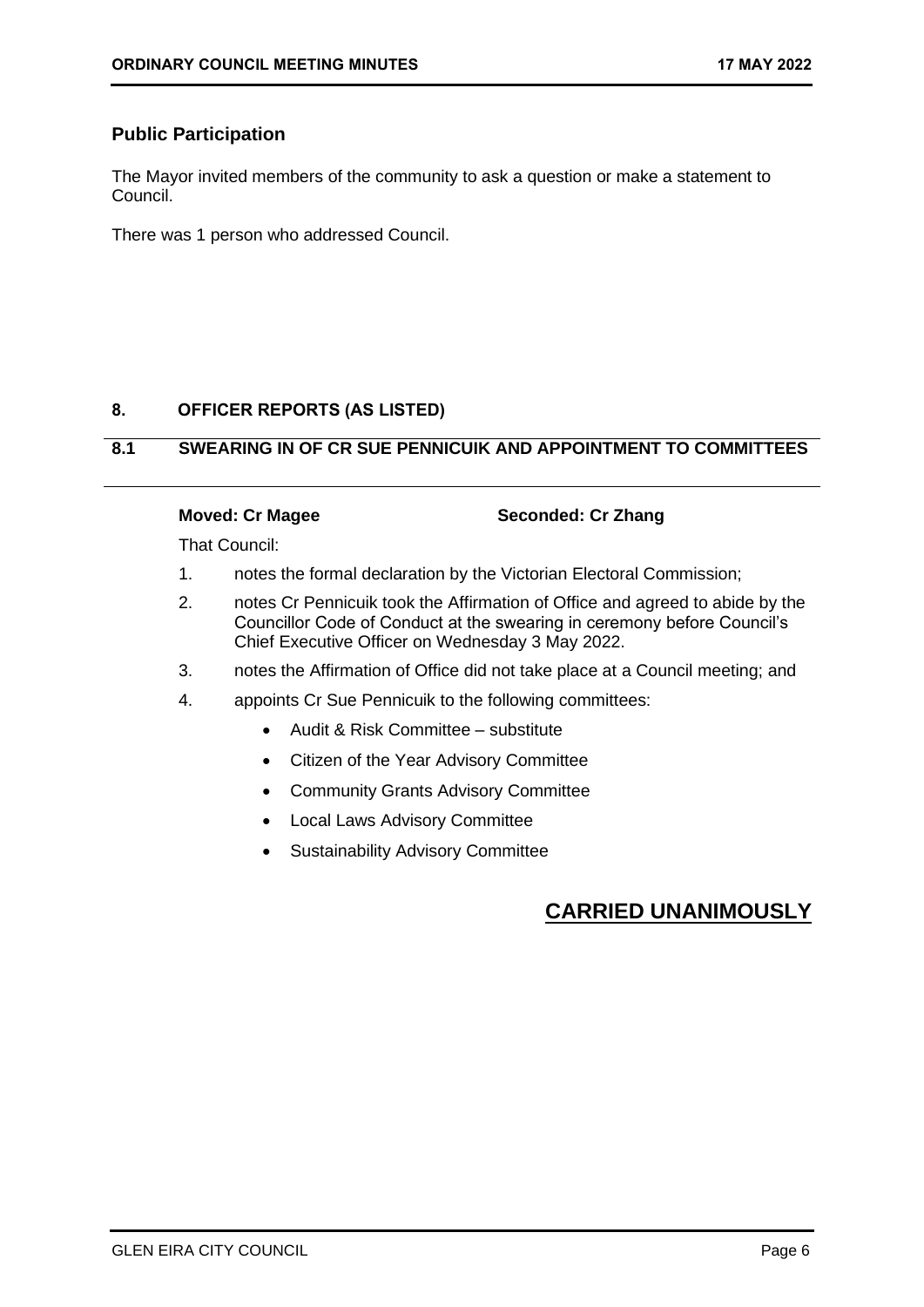## Public Participation

The Mayor invited members of the community to ask a question or make a statement to Council.

There was 1 person who addressed Council.

## 8. OFFICER REPORTS (AS LISTED)

### 8.1 SWEARING IN OF CR SUE PENNICUIK AND APPOINTMENT TO COMMITTEES

**Moved: Cr Magee** **Seconded: Cr Zhang**

That Council:

1. notes the formal declaration by the Victorian Electoral Commission;
2. notes Cr Pennicuik took the Affirmation of Office and agreed to abide by the Councillor Code of Conduct at the swearing in ceremony before Council's Chief Executive Officer on Wednesday 3 May 2022.
3. notes the Affirmation of Office did not take place at a Council meeting; and
4. appoints Cr Sue Pennicuik to the following committees:
   - Audit & Risk Committee – substitute
   - Citizen of the Year Advisory Committee
   - Community Grants Advisory Committee
   - Local Laws Advisory Committee
   - Sustainability Advisory Committee

**CARRIED UNANIMOUSLY**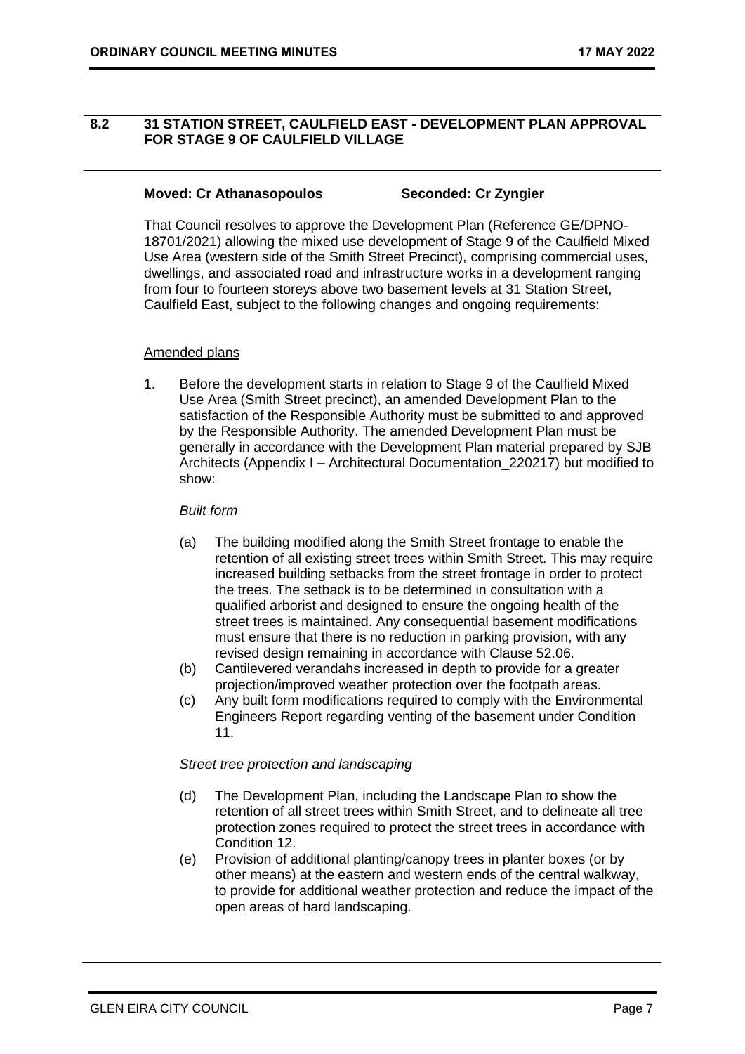## 8.2 31 STATION STREET, CAULFIELD EAST - DEVELOPMENT PLAN APPROVAL FOR STAGE 9 OF CAULFIELD VILLAGE

**Moved: Cr Athanasopoulos** **Seconded: Cr Zyngier**

That Council resolves to approve the Development Plan (Reference GE/DPNO-18701/2021) allowing the mixed use development of Stage 9 of the Caulfield Mixed Use Area (western side of the Smith Street Precinct), comprising commercial uses, dwellings, and associated road and infrastructure works in a development ranging from four to fourteen storeys above two basement levels at 31 Station Street, Caulfield East, subject to the following changes and ongoing requirements:

Amended plans

1. Before the development starts in relation to Stage 9 of the Caulfield Mixed Use Area (Smith Street precinct), an amended Development Plan to the satisfaction of the Responsible Authority must be submitted to and approved by the Responsible Authority. The amended Development Plan must be generally in accordance with the Development Plan material prepared by SJB Architects (Appendix I – Architectural Documentation_220217) but modified to show:

   *Built form*

   (a) The building modified along the Smith Street frontage to enable the retention of all existing street trees within Smith Street. This may require increased building setbacks from the street frontage in order to protect the trees. The setback is to be determined in consultation with a qualified arborist and designed to ensure the ongoing health of the street trees is maintained. Any consequential basement modifications must ensure that there is no reduction in parking provision, with any revised design remaining in accordance with Clause 52.06.

   (b) Cantilevered verandahs increased in depth to provide for a greater projection/improved weather protection over the footpath areas.

   (c) Any built form modifications required to comply with the Environmental Engineers Report regarding venting of the basement under Condition 11.

   *Street tree protection and landscaping*

   (d) The Development Plan, including the Landscape Plan to show the retention of all street trees within Smith Street, and to delineate all tree protection zones required to protect the street trees in accordance with Condition 12.

   (e) Provision of additional planting/canopy trees in planter boxes (or by other means) at the eastern and western ends of the central walkway, to provide for additional weather protection and reduce the impact of the open areas of hard landscaping.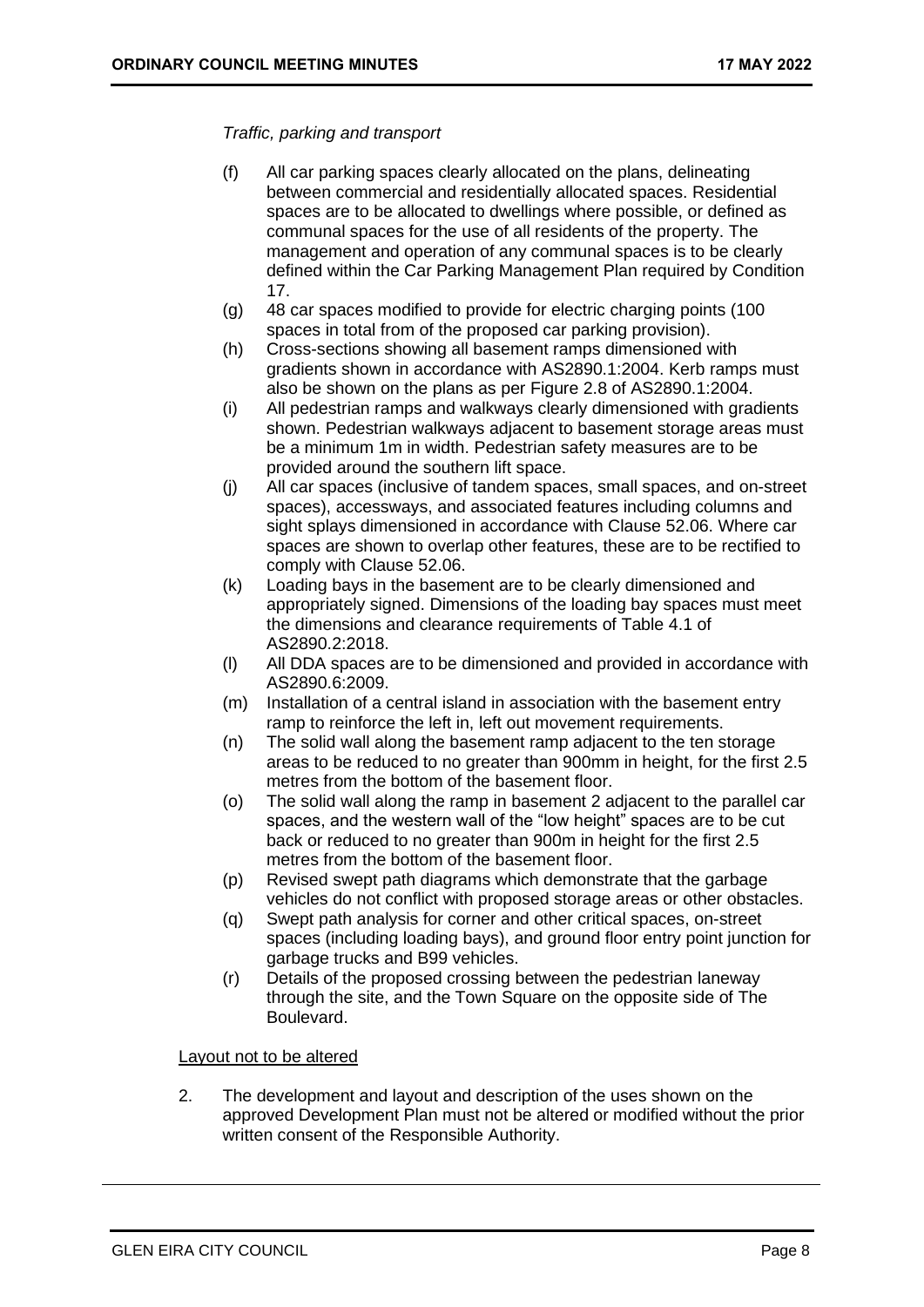*Traffic, parking and transport*

(f) All car parking spaces clearly allocated on the plans, delineating between commercial and residentially allocated spaces. Residential spaces are to be allocated to dwellings where possible, or defined as communal spaces for the use of all residents of the property. The management and operation of any communal spaces is to be clearly defined within the Car Parking Management Plan required by Condition 17.

(g) 48 car spaces modified to provide for electric charging points (100 spaces in total from of the proposed car parking provision).

(h) Cross-sections showing all basement ramps dimensioned with gradients shown in accordance with AS2890.1:2004. Kerb ramps must also be shown on the plans as per Figure 2.8 of AS2890.1:2004.

(i) All pedestrian ramps and walkways clearly dimensioned with gradients shown. Pedestrian walkways adjacent to basement storage areas must be a minimum 1m in width. Pedestrian safety measures are to be provided around the southern lift space.

(j) All car spaces (inclusive of tandem spaces, small spaces, and on-street spaces), accessways, and associated features including columns and sight splays dimensioned in accordance with Clause 52.06. Where car spaces are shown to overlap other features, these are to be rectified to comply with Clause 52.06.

(k) Loading bays in the basement are to be clearly dimensioned and appropriately signed. Dimensions of the loading bay spaces must meet the dimensions and clearance requirements of Table 4.1 of AS2890.2:2018.

(l) All DDA spaces are to be dimensioned and provided in accordance with AS2890.6:2009.

(m) Installation of a central island in association with the basement entry ramp to reinforce the left in, left out movement requirements.

(n) The solid wall along the basement ramp adjacent to the ten storage areas to be reduced to no greater than 900mm in height, for the first 2.5 metres from the bottom of the basement floor.

(o) The solid wall along the ramp in basement 2 adjacent to the parallel car spaces, and the western wall of the "low height" spaces are to be cut back or reduced to no greater than 900m in height for the first 2.5 metres from the bottom of the basement floor.

(p) Revised swept path diagrams which demonstrate that the garbage vehicles do not conflict with proposed storage areas or other obstacles.

(q) Swept path analysis for corner and other critical spaces, on-street spaces (including loading bays), and ground floor entry point junction for garbage trucks and B99 vehicles.

(r) Details of the proposed crossing between the pedestrian laneway through the site, and the Town Square on the opposite side of The Boulevard.

<u>Layout not to be altered</u>

2. The development and layout and description of the uses shown on the approved Development Plan must not be altered or modified without the prior written consent of the Responsible Authority.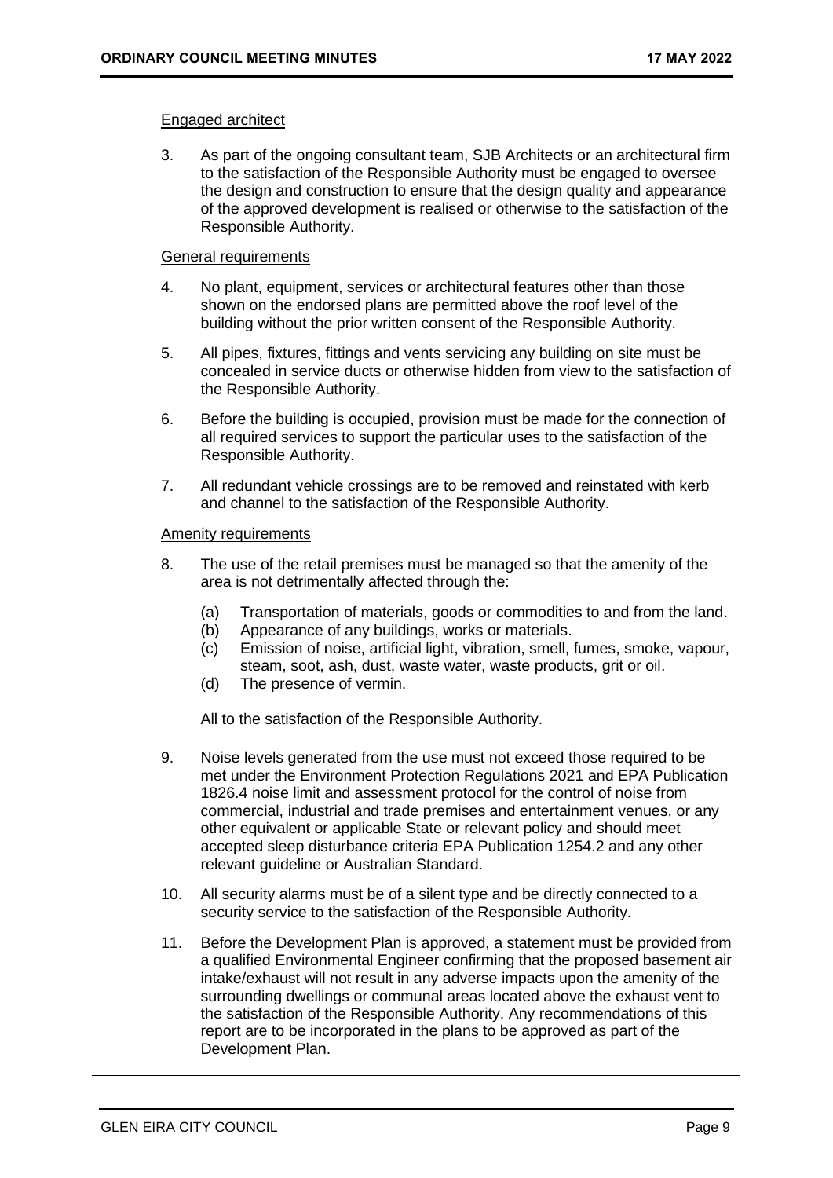Engaged architect

3. As part of the ongoing consultant team, SJB Architects or an architectural firm to the satisfaction of the Responsible Authority must be engaged to oversee the design and construction to ensure that the design quality and appearance of the approved development is realised or otherwise to the satisfaction of the Responsible Authority.

General requirements

4. No plant, equipment, services or architectural features other than those shown on the endorsed plans are permitted above the roof level of the building without the prior written consent of the Responsible Authority.

5. All pipes, fixtures, fittings and vents servicing any building on site must be concealed in service ducts or otherwise hidden from view to the satisfaction of the Responsible Authority.

6. Before the building is occupied, provision must be made for the connection of all required services to support the particular uses to the satisfaction of the Responsible Authority.

7. All redundant vehicle crossings are to be removed and reinstated with kerb and channel to the satisfaction of the Responsible Authority.

Amenity requirements

8. The use of the retail premises must be managed so that the amenity of the area is not detrimentally affected through the:

   (a) Transportation of materials, goods or commodities to and from the land.
   (b) Appearance of any buildings, works or materials.
   (c) Emission of noise, artificial light, vibration, smell, fumes, smoke, vapour, steam, soot, ash, dust, waste water, waste products, grit or oil.
   (d) The presence of vermin.

   All to the satisfaction of the Responsible Authority.

9. Noise levels generated from the use must not exceed those required to be met under the Environment Protection Regulations 2021 and EPA Publication 1826.4 noise limit and assessment protocol for the control of noise from commercial, industrial and trade premises and entertainment venues, or any other equivalent or applicable State or relevant policy and should meet accepted sleep disturbance criteria EPA Publication 1254.2 and any other relevant guideline or Australian Standard.

10. All security alarms must be of a silent type and be directly connected to a security service to the satisfaction of the Responsible Authority.

11. Before the Development Plan is approved, a statement must be provided from a qualified Environmental Engineer confirming that the proposed basement air intake/exhaust will not result in any adverse impacts upon the amenity of the surrounding dwellings or communal areas located above the exhaust vent to the satisfaction of the Responsible Authority. Any recommendations of this report are to be incorporated in the plans to be approved as part of the Development Plan.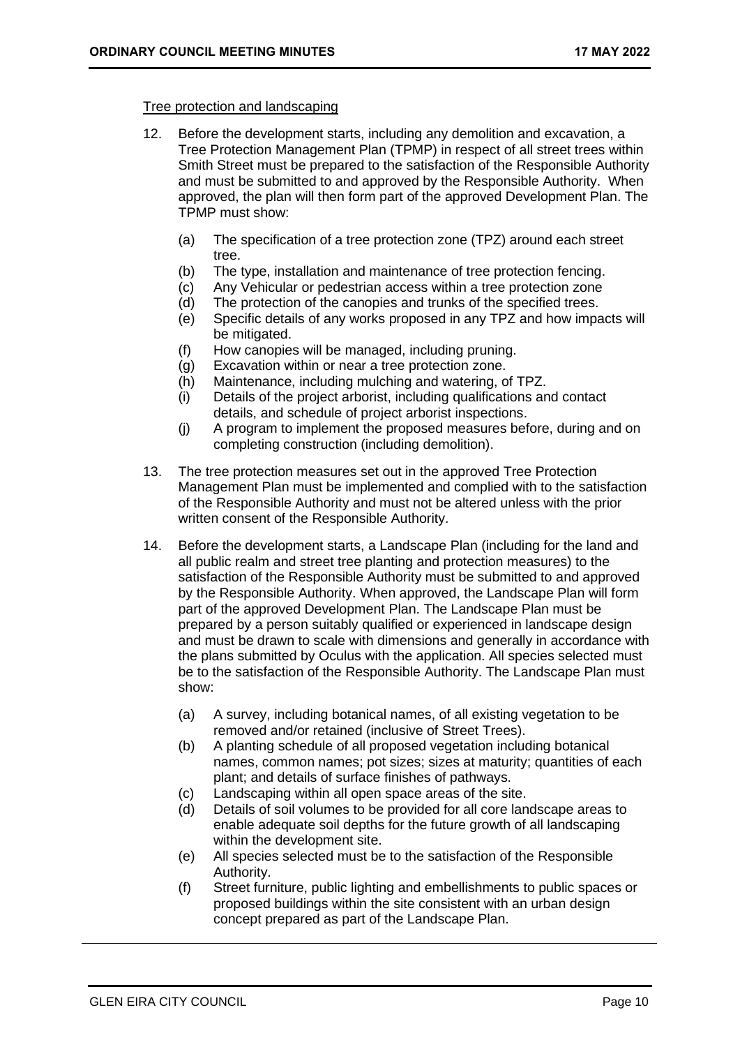<u>Tree protection and landscaping</u>

12. Before the development starts, including any demolition and excavation, a Tree Protection Management Plan (TPMP) in respect of all street trees within Smith Street must be prepared to the satisfaction of the Responsible Authority and must be submitted to and approved by the Responsible Authority. When approved, the plan will then form part of the approved Development Plan. The TPMP must show:

    (a) The specification of a tree protection zone (TPZ) around each street tree.
    (b) The type, installation and maintenance of tree protection fencing.
    (c) Any Vehicular or pedestrian access within a tree protection zone
    (d) The protection of the canopies and trunks of the specified trees.
    (e) Specific details of any works proposed in any TPZ and how impacts will be mitigated.
    (f) How canopies will be managed, including pruning.
    (g) Excavation within or near a tree protection zone.
    (h) Maintenance, including mulching and watering, of TPZ.
    (i) Details of the project arborist, including qualifications and contact details, and schedule of project arborist inspections.
    (j) A program to implement the proposed measures before, during and on completing construction (including demolition).

13. The tree protection measures set out in the approved Tree Protection Management Plan must be implemented and complied with to the satisfaction of the Responsible Authority and must not be altered unless with the prior written consent of the Responsible Authority.

14. Before the development starts, a Landscape Plan (including for the land and all public realm and street tree planting and protection measures) to the satisfaction of the Responsible Authority must be submitted to and approved by the Responsible Authority. When approved, the Landscape Plan will form part of the approved Development Plan. The Landscape Plan must be prepared by a person suitably qualified or experienced in landscape design and must be drawn to scale with dimensions and generally in accordance with the plans submitted by Oculus with the application. All species selected must be to the satisfaction of the Responsible Authority. The Landscape Plan must show:

    (a) A survey, including botanical names, of all existing vegetation to be removed and/or retained (inclusive of Street Trees).
    (b) A planting schedule of all proposed vegetation including botanical names, common names; pot sizes; sizes at maturity; quantities of each plant; and details of surface finishes of pathways.
    (c) Landscaping within all open space areas of the site.
    (d) Details of soil volumes to be provided for all core landscape areas to enable adequate soil depths for the future growth of all landscaping within the development site.
    (e) All species selected must be to the satisfaction of the Responsible Authority.
    (f) Street furniture, public lighting and embellishments to public spaces or proposed buildings within the site consistent with an urban design concept prepared as part of the Landscape Plan.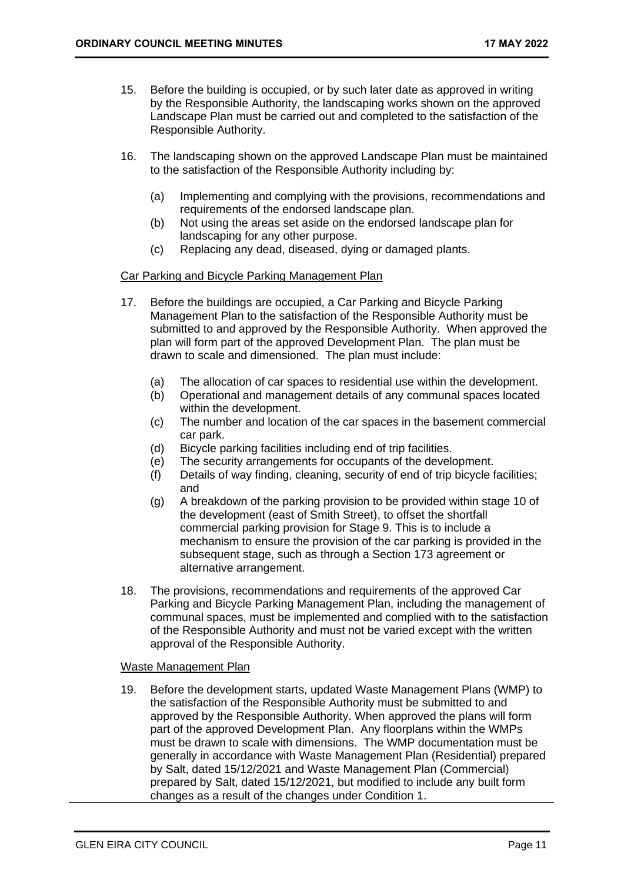15. Before the building is occupied, or by such later date as approved in writing by the Responsible Authority, the landscaping works shown on the approved Landscape Plan must be carried out and completed to the satisfaction of the Responsible Authority.

16. The landscaping shown on the approved Landscape Plan must be maintained to the satisfaction of the Responsible Authority including by:

    (a) Implementing and complying with the provisions, recommendations and requirements of the endorsed landscape plan.
    (b) Not using the areas set aside on the endorsed landscape plan for landscaping for any other purpose.
    (c) Replacing any dead, diseased, dying or damaged plants.

<u>Car Parking and Bicycle Parking Management Plan</u>

17. Before the buildings are occupied, a Car Parking and Bicycle Parking Management Plan to the satisfaction of the Responsible Authority must be submitted to and approved by the Responsible Authority. When approved the plan will form part of the approved Development Plan. The plan must be drawn to scale and dimensioned. The plan must include:

    (a) The allocation of car spaces to residential use within the development.
    (b) Operational and management details of any communal spaces located within the development.
    (c) The number and location of the car spaces in the basement commercial car park.
    (d) Bicycle parking facilities including end of trip facilities.
    (e) The security arrangements for occupants of the development.
    (f) Details of way finding, cleaning, security of end of trip bicycle facilities; and
    (g) A breakdown of the parking provision to be provided within stage 10 of the development (east of Smith Street), to offset the shortfall commercial parking provision for Stage 9. This is to include a mechanism to ensure the provision of the car parking is provided in the subsequent stage, such as through a Section 173 agreement or alternative arrangement.

18. The provisions, recommendations and requirements of the approved Car Parking and Bicycle Parking Management Plan, including the management of communal spaces, must be implemented and complied with to the satisfaction of the Responsible Authority and must not be varied except with the written approval of the Responsible Authority.

<u>Waste Management Plan</u>

19. Before the development starts, updated Waste Management Plans (WMP) to the satisfaction of the Responsible Authority must be submitted to and approved by the Responsible Authority. When approved the plans will form part of the approved Development Plan. Any floorplans within the WMPs must be drawn to scale with dimensions. The WMP documentation must be generally in accordance with Waste Management Plan (Residential) prepared by Salt, dated 15/12/2021 and Waste Management Plan (Commercial) prepared by Salt, dated 15/12/2021, but modified to include any built form changes as a result of the changes under Condition 1.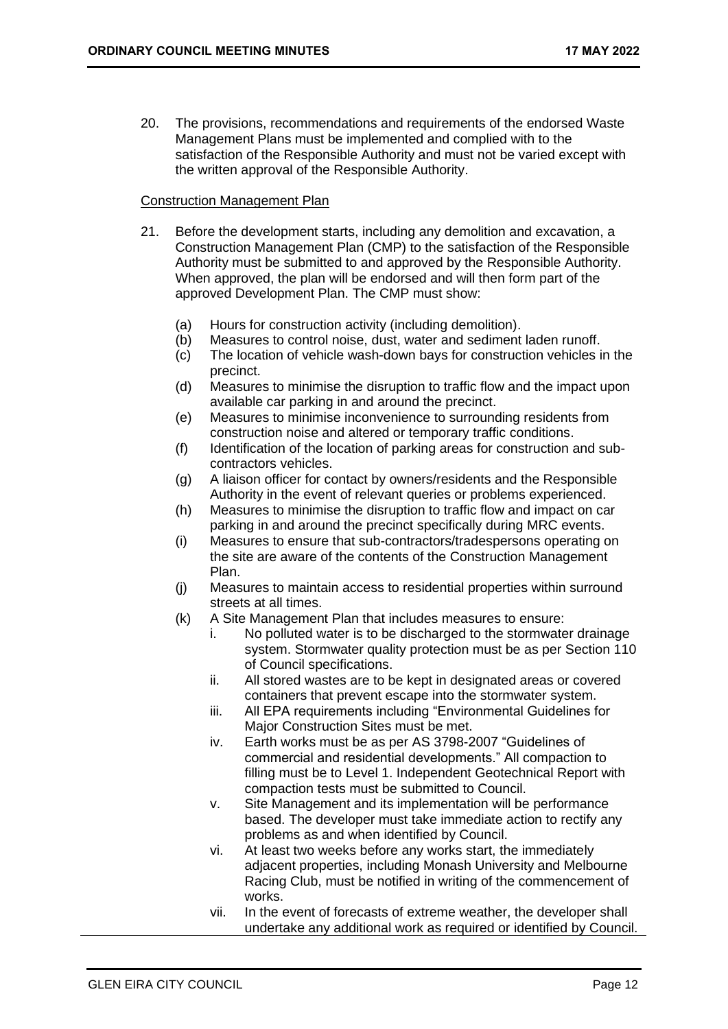20. The provisions, recommendations and requirements of the endorsed Waste Management Plans must be implemented and complied with to the satisfaction of the Responsible Authority and must not be varied except with the written approval of the Responsible Authority.

Construction Management Plan

21. Before the development starts, including any demolition and excavation, a Construction Management Plan (CMP) to the satisfaction of the Responsible Authority must be submitted to and approved by the Responsible Authority. When approved, the plan will be endorsed and will then form part of the approved Development Plan. The CMP must show:

    (a) Hours for construction activity (including demolition).
    (b) Measures to control noise, dust, water and sediment laden runoff.
    (c) The location of vehicle wash-down bays for construction vehicles in the precinct.
    (d) Measures to minimise the disruption to traffic flow and the impact upon available car parking in and around the precinct.
    (e) Measures to minimise inconvenience to surrounding residents from construction noise and altered or temporary traffic conditions.
    (f) Identification of the location of parking areas for construction and sub-contractors vehicles.
    (g) A liaison officer for contact by owners/residents and the Responsible Authority in the event of relevant queries or problems experienced.
    (h) Measures to minimise the disruption to traffic flow and impact on car parking in and around the precinct specifically during MRC events.
    (i) Measures to ensure that sub-contractors/tradespersons operating on the site are aware of the contents of the Construction Management Plan.
    (j) Measures to maintain access to residential properties within surround streets at all times.
    (k) A Site Management Plan that includes measures to ensure:
        i. No polluted water is to be discharged to the stormwater drainage system. Stormwater quality protection must be as per Section 110 of Council specifications.
        ii. All stored wastes are to be kept in designated areas or covered containers that prevent escape into the stormwater system.
        iii. All EPA requirements including "Environmental Guidelines for Major Construction Sites must be met.
        iv. Earth works must be as per AS 3798-2007 "Guidelines of commercial and residential developments." All compaction to filling must be to Level 1. Independent Geotechnical Report with compaction tests must be submitted to Council.
        v. Site Management and its implementation will be performance based. The developer must take immediate action to rectify any problems as and when identified by Council.
        vi. At least two weeks before any works start, the immediately adjacent properties, including Monash University and Melbourne Racing Club, must be notified in writing of the commencement of works.
        vii. In the event of forecasts of extreme weather, the developer shall undertake any additional work as required or identified by Council.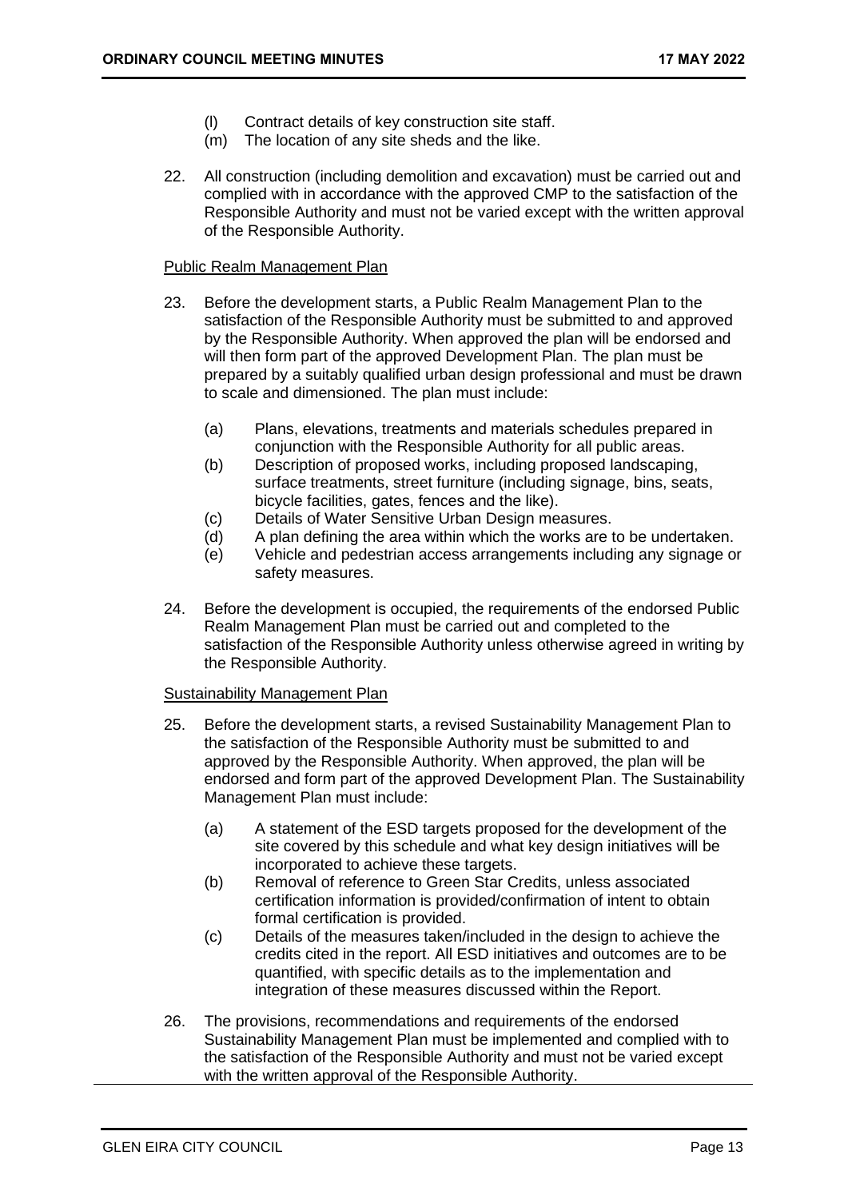(l) Contract details of key construction site staff.
(m) The location of any site sheds and the like.

22. All construction (including demolition and excavation) must be carried out and complied with in accordance with the approved CMP to the satisfaction of the Responsible Authority and must not be varied except with the written approval of the Responsible Authority.

<u>Public Realm Management Plan</u>

23. Before the development starts, a Public Realm Management Plan to the satisfaction of the Responsible Authority must be submitted to and approved by the Responsible Authority. When approved the plan will be endorsed and will then form part of the approved Development Plan. The plan must be prepared by a suitably qualified urban design professional and must be drawn to scale and dimensioned. The plan must include:

    (a) Plans, elevations, treatments and materials schedules prepared in conjunction with the Responsible Authority for all public areas.
    (b) Description of proposed works, including proposed landscaping, surface treatments, street furniture (including signage, bins, seats, bicycle facilities, gates, fences and the like).
    (c) Details of Water Sensitive Urban Design measures.
    (d) A plan defining the area within which the works are to be undertaken.
    (e) Vehicle and pedestrian access arrangements including any signage or safety measures.

24. Before the development is occupied, the requirements of the endorsed Public Realm Management Plan must be carried out and completed to the satisfaction of the Responsible Authority unless otherwise agreed in writing by the Responsible Authority.

<u>Sustainability Management Plan</u>

25. Before the development starts, a revised Sustainability Management Plan to the satisfaction of the Responsible Authority must be submitted to and approved by the Responsible Authority. When approved, the plan will be endorsed and form part of the approved Development Plan. The Sustainability Management Plan must include:

    (a) A statement of the ESD targets proposed for the development of the site covered by this schedule and what key design initiatives will be incorporated to achieve these targets.
    (b) Removal of reference to Green Star Credits, unless associated certification information is provided/confirmation of intent to obtain formal certification is provided.
    (c) Details of the measures taken/included in the design to achieve the credits cited in the report. All ESD initiatives and outcomes are to be quantified, with specific details as to the implementation and integration of these measures discussed within the Report.

26. The provisions, recommendations and requirements of the endorsed Sustainability Management Plan must be implemented and complied with to the satisfaction of the Responsible Authority and must not be varied except with the written approval of the Responsible Authority.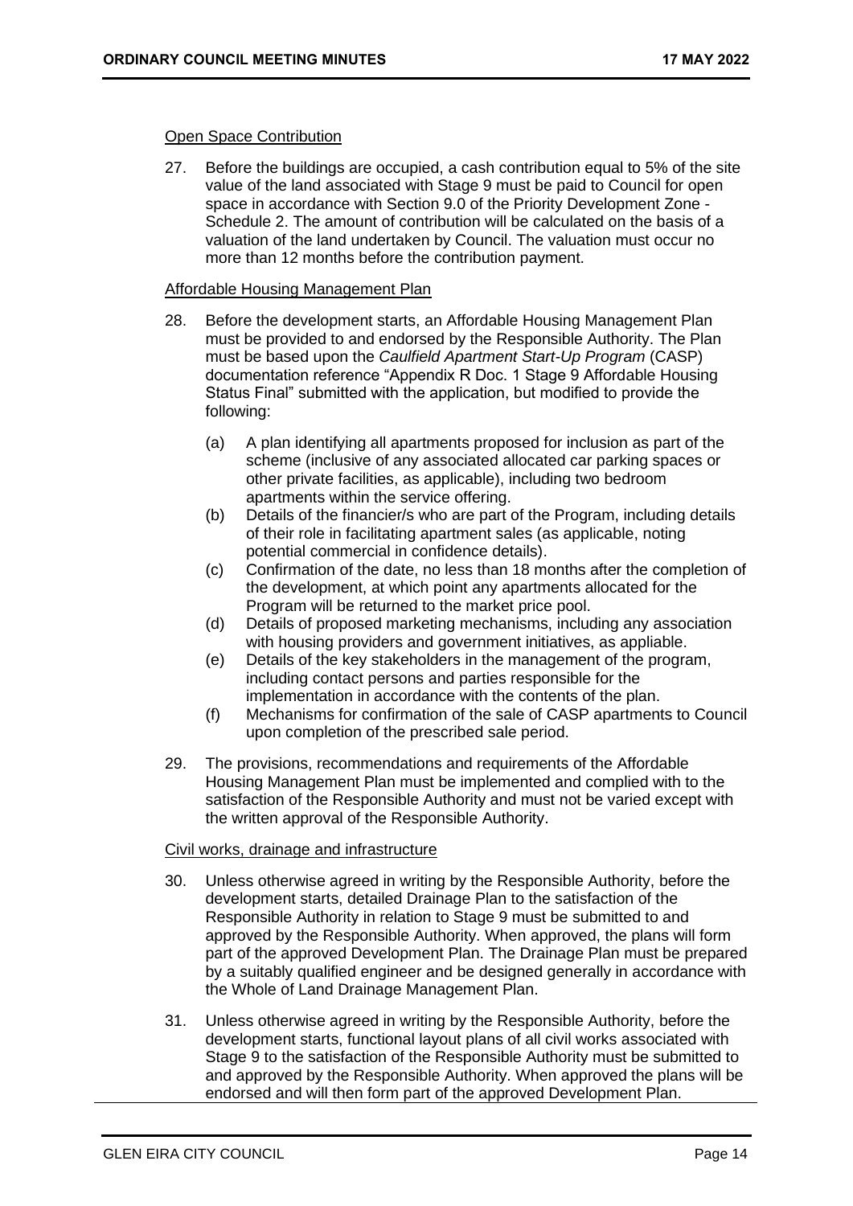Open Space Contribution

27. Before the buildings are occupied, a cash contribution equal to 5% of the site value of the land associated with Stage 9 must be paid to Council for open space in accordance with Section 9.0 of the Priority Development Zone - Schedule 2. The amount of contribution will be calculated on the basis of a valuation of the land undertaken by Council. The valuation must occur no more than 12 months before the contribution payment.

Affordable Housing Management Plan

28. Before the development starts, an Affordable Housing Management Plan must be provided to and endorsed by the Responsible Authority. The Plan must be based upon the *Caulfield Apartment Start-Up Program* (CASP) documentation reference "Appendix R Doc. 1 Stage 9 Affordable Housing Status Final" submitted with the application, but modified to provide the following:

    (a) A plan identifying all apartments proposed for inclusion as part of the scheme (inclusive of any associated allocated car parking spaces or other private facilities, as applicable), including two bedroom apartments within the service offering.
    (b) Details of the financier/s who are part of the Program, including details of their role in facilitating apartment sales (as applicable, noting potential commercial in confidence details).
    (c) Confirmation of the date, no less than 18 months after the completion of the development, at which point any apartments allocated for the Program will be returned to the market price pool.
    (d) Details of proposed marketing mechanisms, including any association with housing providers and government initiatives, as appliable.
    (e) Details of the key stakeholders in the management of the program, including contact persons and parties responsible for the implementation in accordance with the contents of the plan.
    (f) Mechanisms for confirmation of the sale of CASP apartments to Council upon completion of the prescribed sale period.

29. The provisions, recommendations and requirements of the Affordable Housing Management Plan must be implemented and complied with to the satisfaction of the Responsible Authority and must not be varied except with the written approval of the Responsible Authority.

Civil works, drainage and infrastructure

30. Unless otherwise agreed in writing by the Responsible Authority, before the development starts, detailed Drainage Plan to the satisfaction of the Responsible Authority in relation to Stage 9 must be submitted to and approved by the Responsible Authority. When approved, the plans will form part of the approved Development Plan. The Drainage Plan must be prepared by a suitably qualified engineer and be designed generally in accordance with the Whole of Land Drainage Management Plan.

31. Unless otherwise agreed in writing by the Responsible Authority, before the development starts, functional layout plans of all civil works associated with Stage 9 to the satisfaction of the Responsible Authority must be submitted to and approved by the Responsible Authority. When approved the plans will be endorsed and will then form part of the approved Development Plan.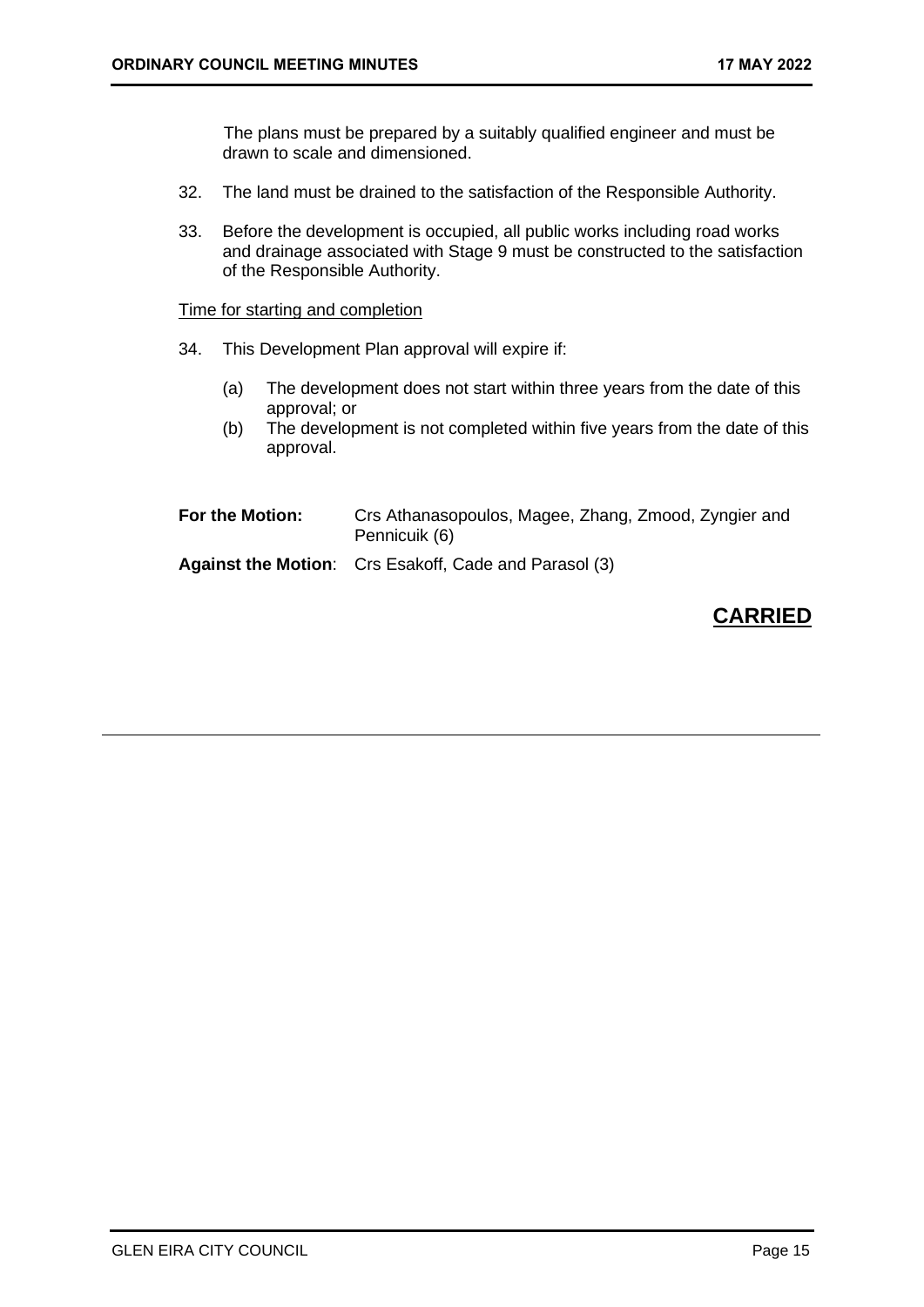The plans must be prepared by a suitably qualified engineer and must be drawn to scale and dimensioned.

32. The land must be drained to the satisfaction of the Responsible Authority.

33. Before the development is occupied, all public works including road works and drainage associated with Stage 9 must be constructed to the satisfaction of the Responsible Authority.

<u>Time for starting and completion</u>

34. This Development Plan approval will expire if:

    (a) The development does not start within three years from the date of this approval; or
    (b) The development is not completed within five years from the date of this approval.

**For the Motion:** Crs Athanasopoulos, Magee, Zhang, Zmood, Zyngier and Pennicuik (6)

**Against the Motion**: Crs Esakoff, Cade and Parasol (3)

**CARRIED**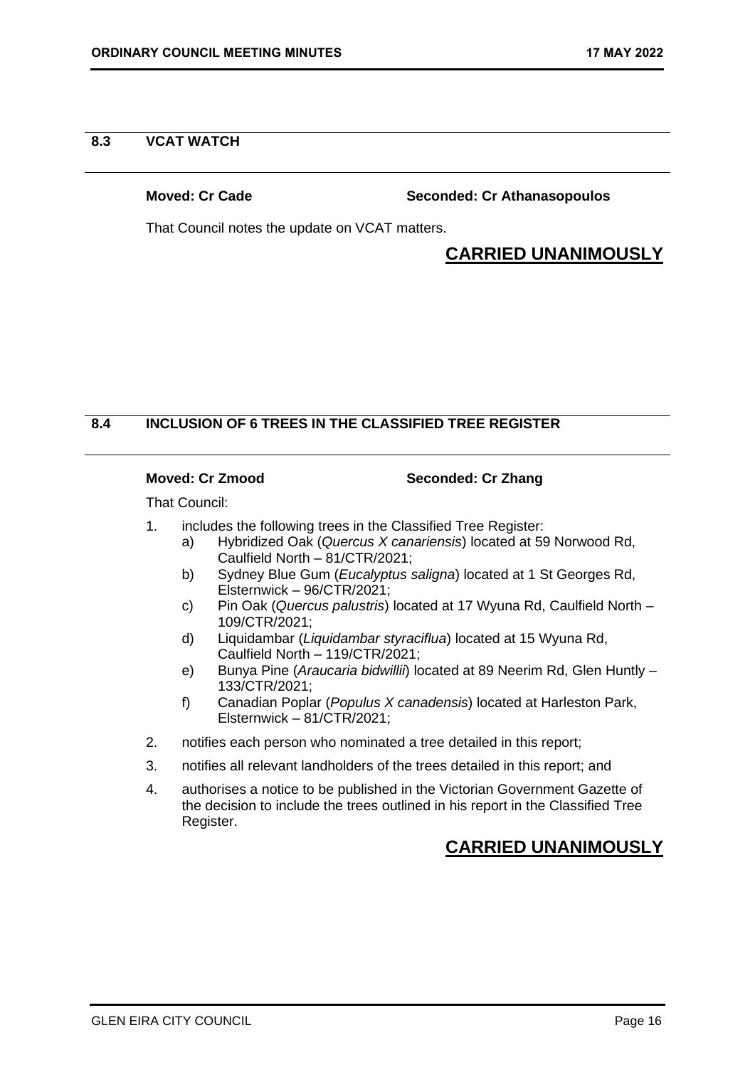## 8.3 VCAT WATCH

**Moved: Cr Cade** **Seconded: Cr Athanasopoulos**

That Council notes the update on VCAT matters.

**CARRIED UNANIMOUSLY**

## 8.4 INCLUSION OF 6 TREES IN THE CLASSIFIED TREE REGISTER

**Moved: Cr Zmood** **Seconded: Cr Zhang**

That Council:

1. includes the following trees in the Classified Tree Register:
   a) Hybridized Oak (*Quercus X canariensis*) located at 59 Norwood Rd, Caulfield North – 81/CTR/2021;
   b) Sydney Blue Gum (*Eucalyptus saligna*) located at 1 St Georges Rd, Elsternwick – 96/CTR/2021;
   c) Pin Oak (*Quercus palustris*) located at 17 Wyuna Rd, Caulfield North – 109/CTR/2021;
   d) Liquidambar (*Liquidambar styraciflua*) located at 15 Wyuna Rd, Caulfield North – 119/CTR/2021;
   e) Bunya Pine (*Araucaria bidwillii*) located at 89 Neerim Rd, Glen Huntly – 133/CTR/2021;
   f) Canadian Poplar (*Populus X canadensis*) located at Harleston Park, Elsternwick – 81/CTR/2021;
2. notifies each person who nominated a tree detailed in this report;
3. notifies all relevant landholders of the trees detailed in this report; and
4. authorises a notice to be published in the Victorian Government Gazette of the decision to include the trees outlined in his report in the Classified Tree Register.

**CARRIED UNANIMOUSLY**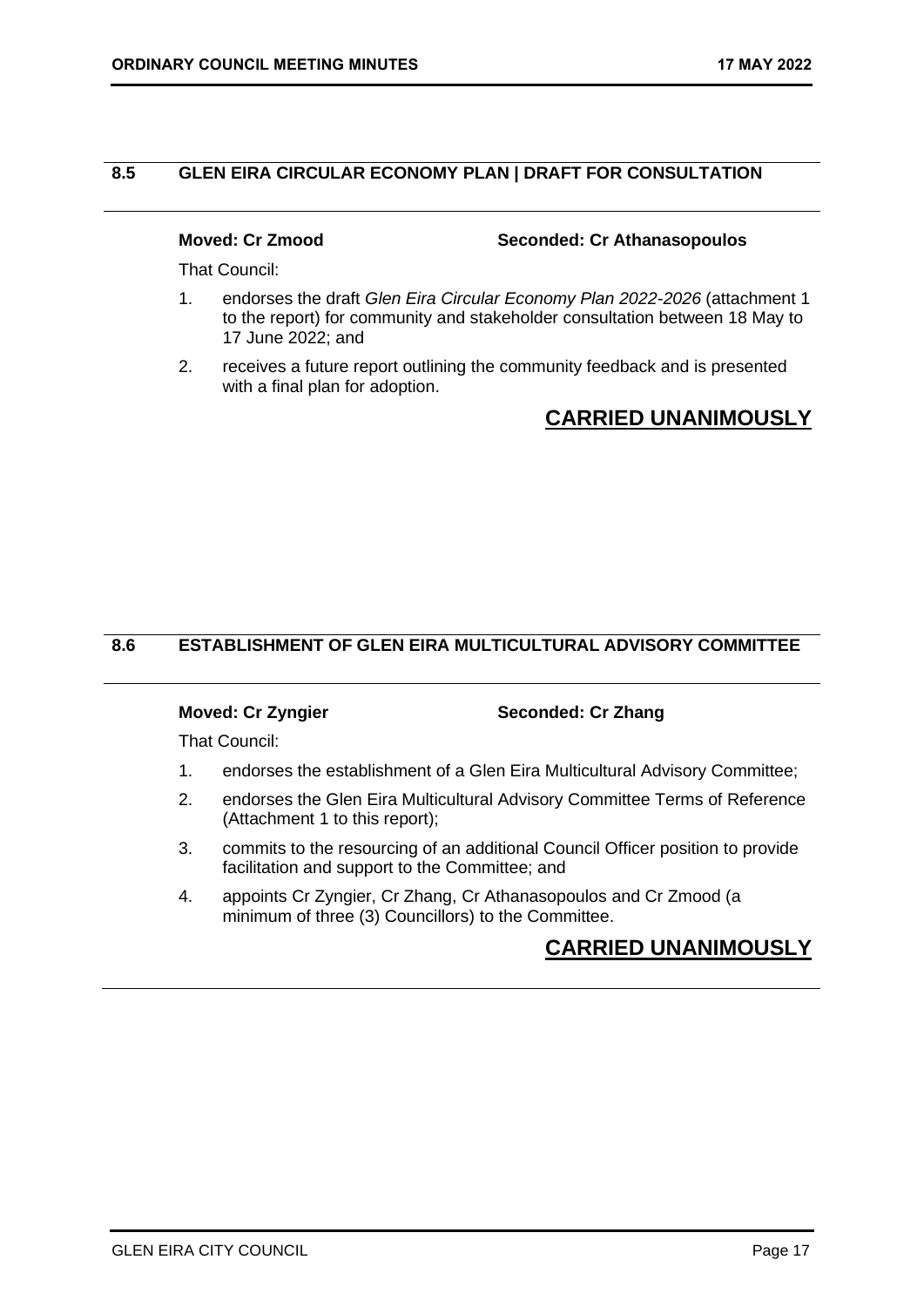## 8.5 GLEN EIRA CIRCULAR ECONOMY PLAN | DRAFT FOR CONSULTATION

**Moved: Cr Zmood** **Seconded: Cr Athanasopoulos**

That Council:

1. endorses the draft *Glen Eira Circular Economy Plan 2022-2026* (attachment 1 to the report) for community and stakeholder consultation between 18 May to 17 June 2022; and
2. receives a future report outlining the community feedback and is presented with a final plan for adoption.

**CARRIED UNANIMOUSLY**

## 8.6 ESTABLISHMENT OF GLEN EIRA MULTICULTURAL ADVISORY COMMITTEE

**Moved: Cr Zyngier** **Seconded: Cr Zhang**

That Council:

1. endorses the establishment of a Glen Eira Multicultural Advisory Committee;
2. endorses the Glen Eira Multicultural Advisory Committee Terms of Reference (Attachment 1 to this report);
3. commits to the resourcing of an additional Council Officer position to provide facilitation and support to the Committee; and
4. appoints Cr Zyngier, Cr Zhang, Cr Athanasopoulos and Cr Zmood (a minimum of three (3) Councillors) to the Committee.

**CARRIED UNANIMOUSLY**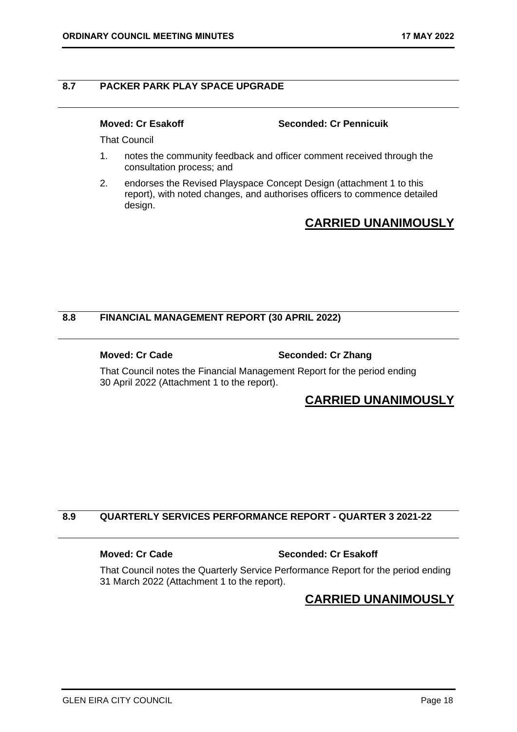## 8.7 PACKER PARK PLAY SPACE UPGRADE

**Moved: Cr Esakoff** **Seconded: Cr Pennicuik**

That Council

1. notes the community feedback and officer comment received through the consultation process; and
2. endorses the Revised Playspace Concept Design (attachment 1 to this report), with noted changes, and authorises officers to commence detailed design.

**CARRIED UNANIMOUSLY**

## 8.8 FINANCIAL MANAGEMENT REPORT (30 APRIL 2022)

**Moved: Cr Cade** **Seconded: Cr Zhang**

That Council notes the Financial Management Report for the period ending 30 April 2022 (Attachment 1 to the report).

**CARRIED UNANIMOUSLY**

## 8.9 QUARTERLY SERVICES PERFORMANCE REPORT - QUARTER 3 2021-22

**Moved: Cr Cade** **Seconded: Cr Esakoff**

That Council notes the Quarterly Service Performance Report for the period ending 31 March 2022 (Attachment 1 to the report).

**CARRIED UNANIMOUSLY**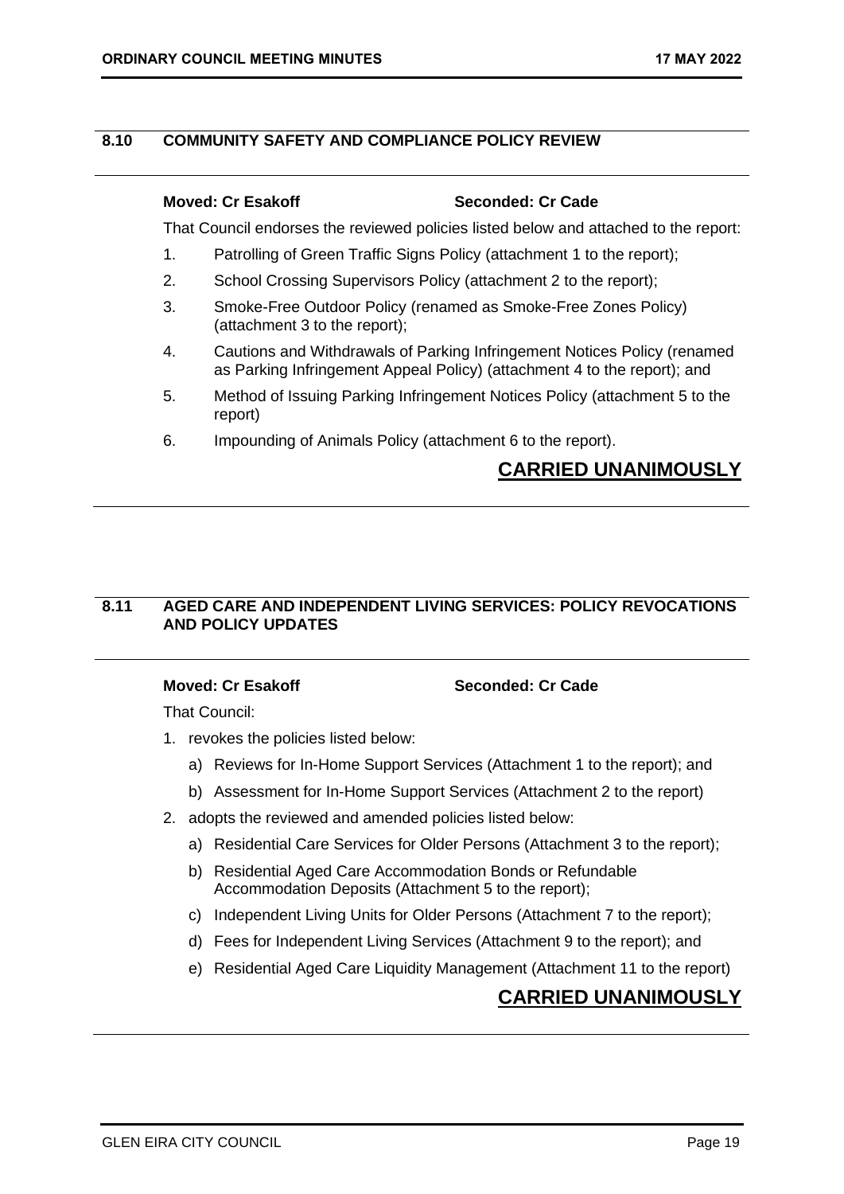## 8.10 COMMUNITY SAFETY AND COMPLIANCE POLICY REVIEW

**Moved: Cr Esakoff** **Seconded: Cr Cade**

That Council endorses the reviewed policies listed below and attached to the report:

1. Patrolling of Green Traffic Signs Policy (attachment 1 to the report);
2. School Crossing Supervisors Policy (attachment 2 to the report);
3. Smoke-Free Outdoor Policy (renamed as Smoke-Free Zones Policy) (attachment 3 to the report);
4. Cautions and Withdrawals of Parking Infringement Notices Policy (renamed as Parking Infringement Appeal Policy) (attachment 4 to the report); and
5. Method of Issuing Parking Infringement Notices Policy (attachment 5 to the report)
6. Impounding of Animals Policy (attachment 6 to the report).

**CARRIED UNANIMOUSLY**

## 8.11 AGED CARE AND INDEPENDENT LIVING SERVICES: POLICY REVOCATIONS AND POLICY UPDATES

**Moved: Cr Esakoff** **Seconded: Cr Cade**

That Council:

1. revokes the policies listed below:
   a) Reviews for In-Home Support Services (Attachment 1 to the report); and
   b) Assessment for In-Home Support Services (Attachment 2 to the report)
2. adopts the reviewed and amended policies listed below:
   a) Residential Care Services for Older Persons (Attachment 3 to the report);
   b) Residential Aged Care Accommodation Bonds or Refundable Accommodation Deposits (Attachment 5 to the report);
   c) Independent Living Units for Older Persons (Attachment 7 to the report);
   d) Fees for Independent Living Services (Attachment 9 to the report); and
   e) Residential Aged Care Liquidity Management (Attachment 11 to the report)

**CARRIED UNANIMOUSLY**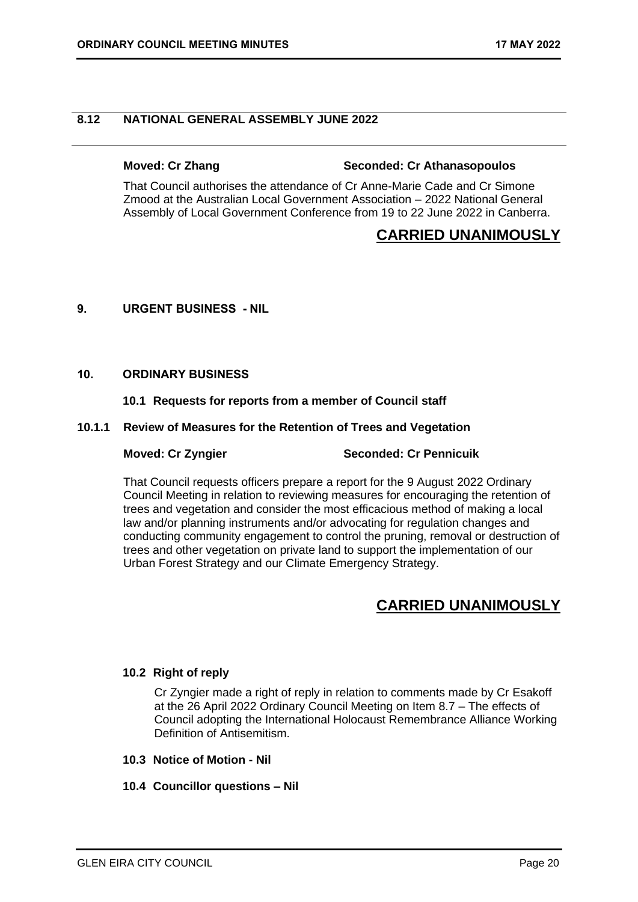## 8.12 NATIONAL GENERAL ASSEMBLY JUNE 2022

**Moved: Cr Zhang** **Seconded: Cr Athanasopoulos**

That Council authorises the attendance of Cr Anne-Marie Cade and Cr Simone Zmood at the Australian Local Government Association – 2022 National General Assembly of Local Government Conference from 19 to 22 June 2022 in Canberra.

**CARRIED UNANIMOUSLY**

## 9. URGENT BUSINESS - NIL

## 10. ORDINARY BUSINESS

### 10.1 Requests for reports from a member of Council staff

### 10.1.1 Review of Measures for the Retention of Trees and Vegetation

**Moved: Cr Zyngier** **Seconded: Cr Pennicuik**

That Council requests officers prepare a report for the 9 August 2022 Ordinary Council Meeting in relation to reviewing measures for encouraging the retention of trees and vegetation and consider the most efficacious method of making a local law and/or planning instruments and/or advocating for regulation changes and conducting community engagement to control the pruning, removal or destruction of trees and other vegetation on private land to support the implementation of our Urban Forest Strategy and our Climate Emergency Strategy.

**CARRIED UNANIMOUSLY**

### 10.2 Right of reply

Cr Zyngier made a right of reply in relation to comments made by Cr Esakoff at the 26 April 2022 Ordinary Council Meeting on Item 8.7 – The effects of Council adopting the International Holocaust Remembrance Alliance Working Definition of Antisemitism.

### 10.3 Notice of Motion - Nil

### 10.4 Councillor questions – Nil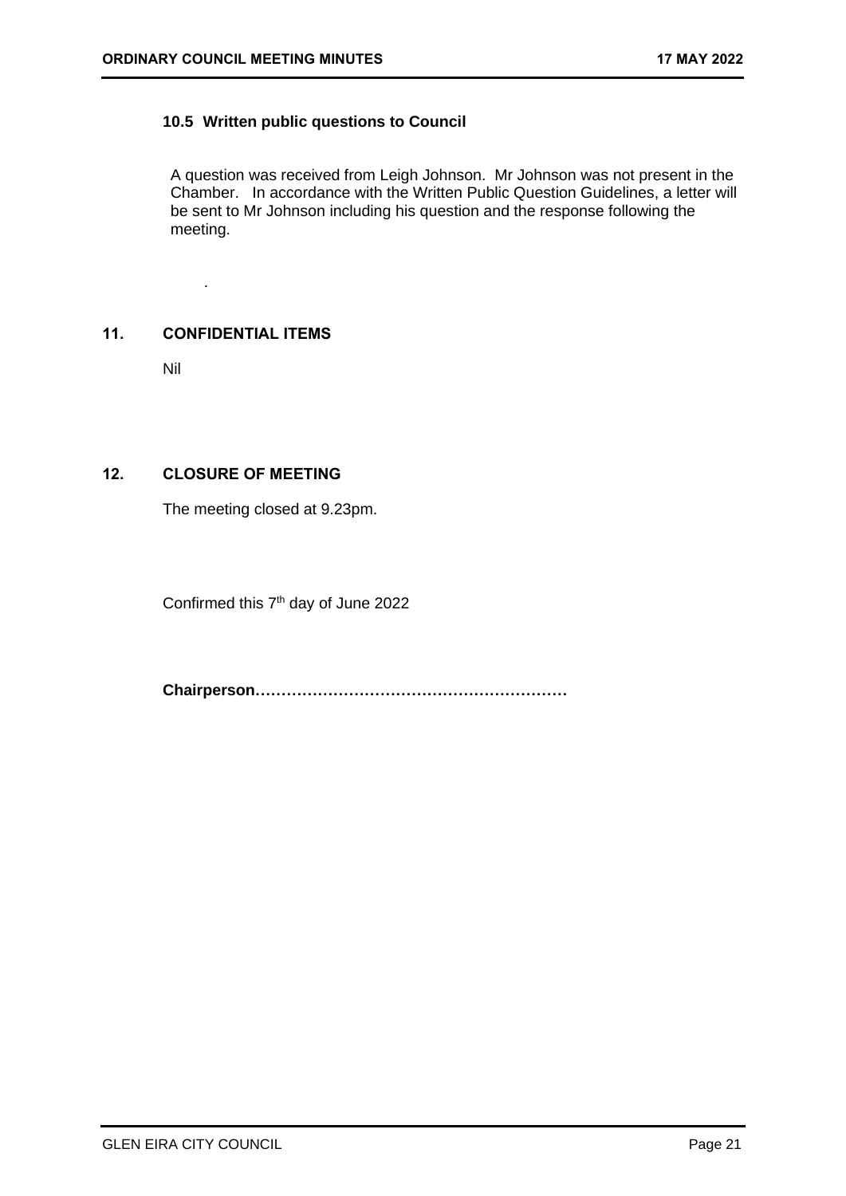### 10.5 Written public questions to Council

A question was received from Leigh Johnson. Mr Johnson was not present in the Chamber. In accordance with the Written Public Question Guidelines, a letter will be sent to Mr Johnson including his question and the response following the meeting.

.

## 11. CONFIDENTIAL ITEMS

Nil

## 12. CLOSURE OF MEETING

The meeting closed at 9.23pm.

Confirmed this 7th day of June 2022

**Chairperson……………………………………………………**